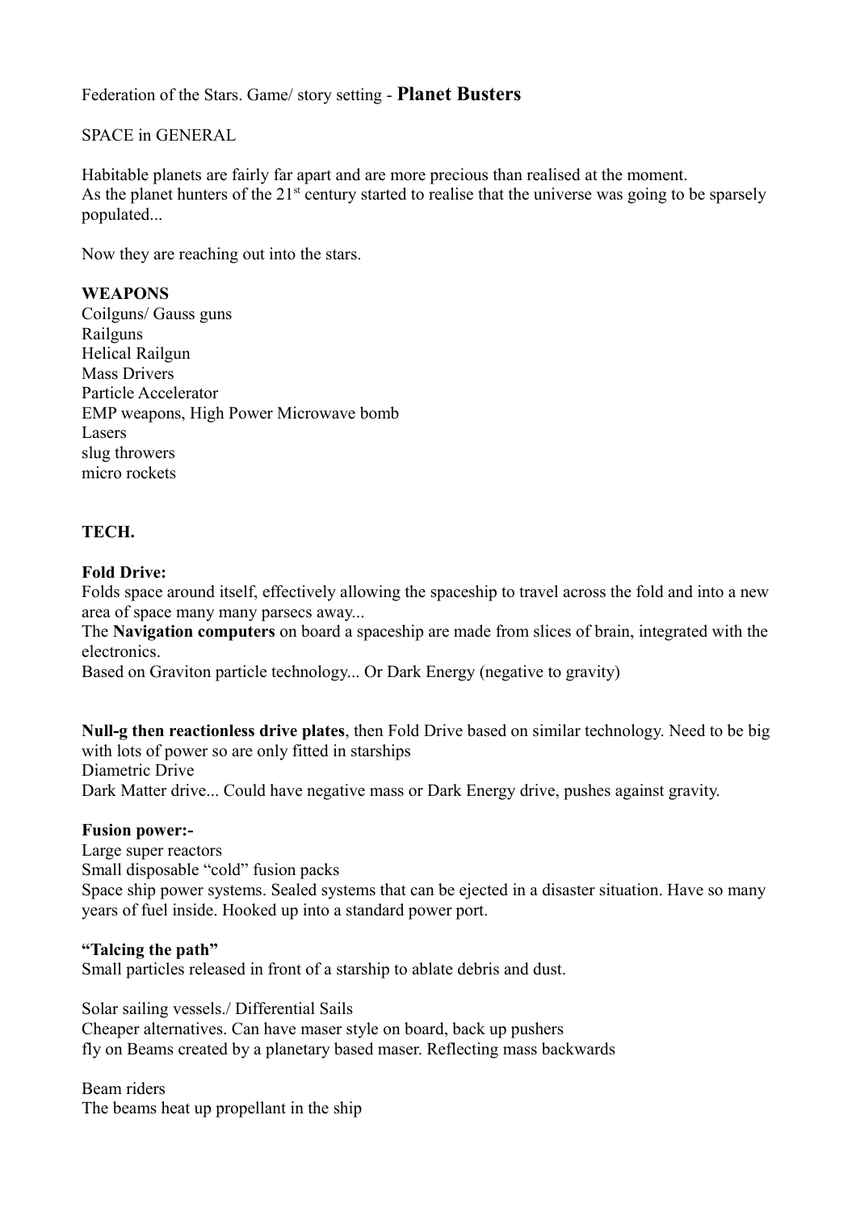Federation of the Stars. Game/ story setting - **Planet Busters**

SPACE in GENERAL

Habitable planets are fairly far apart and are more precious than realised at the moment.
As the planet hunters of the 21st century started to realise that the universe was going to be sparsely populated...

Now they are reaching out into the stars.

**WEAPONS**
Coilguns/ Gauss guns
Railguns
Helical Railgun
Mass Drivers
Particle Accelerator
EMP weapons, High Power Microwave bomb
Lasers
slug throwers
micro rockets

**TECH.**

**Fold Drive:**
Folds space around itself, effectively allowing the spaceship to travel across the fold and into a new area of space many many parsecs away...
The **Navigation computers** on board a spaceship are made from slices of brain, integrated with the electronics.
Based on Graviton particle technology... Or Dark Energy (negative to gravity)

**Null-g then reactionless drive plates**, then Fold Drive based on similar technology. Need to be big with lots of power so are only fitted in starships
Diametric Drive
Dark Matter drive... Could have negative mass or Dark Energy drive, pushes against gravity.

**Fusion power:-**
Large super reactors
Small disposable "cold" fusion packs
Space ship power systems. Sealed systems that can be ejected in a disaster situation. Have so many years of fuel inside. Hooked up into a standard power port.

**"Talcing the path"**
Small particles released in front of a starship to ablate debris and dust.

Solar sailing vessels./ Differential Sails
Cheaper alternatives. Can have maser style on board, back up pushers
fly on Beams created by a planetary based maser. Reflecting mass backwards

Beam riders
The beams heat up propellant in the ship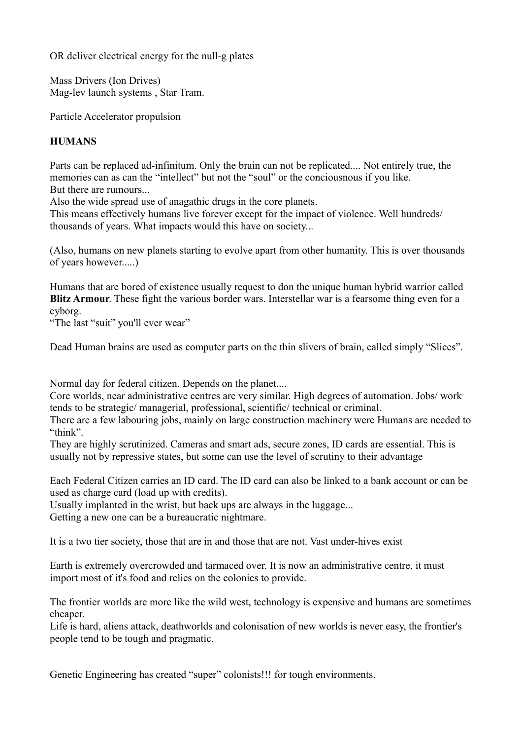OR deliver electrical energy for the null-g plates

Mass Drivers (Ion Drives)
Mag-lev launch systems , Star Tram.

Particle Accelerator propulsion

**HUMANS**

Parts can be replaced ad-infinitum. Only the brain can not be replicated.... Not entirely true, the memories can as can the "intellect" but not the "soul" or the conciousnous if you like.
But there are rumours...
Also the wide spread use of anagathic drugs in the core planets.
This means effectively humans live forever except for the impact of violence. Well hundreds/ thousands of years. What impacts would this have on society...

(Also, humans on new planets starting to evolve apart from other humanity. This is over thousands of years however.....)

Humans that are bored of existence usually request to don the unique human hybrid warrior called **Blitz Armour**. These fight the various border wars. Interstellar war is a fearsome thing even for a cyborg.
"The last "suit" you'll ever wear"

Dead Human brains are used as computer parts on the thin slivers of brain, called simply "Slices".

Normal day for federal citizen. Depends on the planet....
Core worlds, near administrative centres are very similar. High degrees of automation. Jobs/ work tends to be strategic/ managerial, professional, scientific/ technical or criminal.
There are a few labouring jobs, mainly on large construction machinery were Humans are needed to "think".
They are highly scrutinized. Cameras and smart ads, secure zones, ID cards are essential. This is usually not by repressive states, but some can use the level of scrutiny to their advantage

Each Federal Citizen carries an ID card. The ID card can also be linked to a bank account or can be used as charge card (load up with credits).
Usually implanted in the wrist, but back ups are always in the luggage...
Getting a new one can be a bureaucratic nightmare.

It is a two tier society, those that are in and those that are not. Vast under-hives exist

Earth is extremely overcrowded and tarmaced over. It is now an administrative centre, it must import most of it's food and relies on the colonies to provide.

The frontier worlds are more like the wild west, technology is expensive and humans are sometimes cheaper.
Life is hard, aliens attack, deathworlds and colonisation of new worlds is never easy, the frontier's people tend to be tough and pragmatic.

Genetic Engineering has created "super" colonists!!! for tough environments.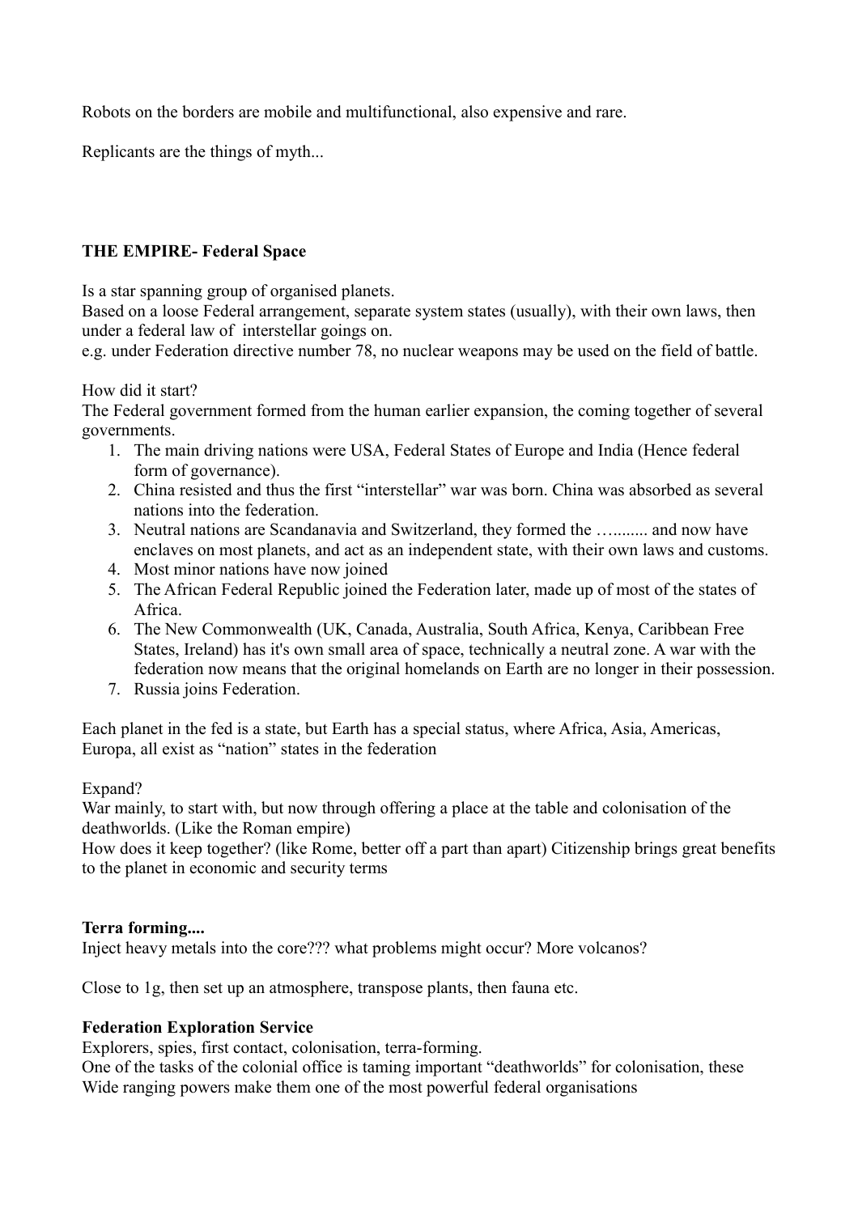Robots on the borders are mobile and multifunctional, also expensive and rare.

Replicants are the things of myth...

**THE EMPIRE- Federal Space**

Is a star spanning group of organised planets.
Based on a loose Federal arrangement, separate system states (usually), with their own laws, then under a federal law of interstellar goings on.
e.g. under Federation directive number 78, no nuclear weapons may be used on the field of battle.

How did it start?
The Federal government formed from the human earlier expansion, the coming together of several governments.

1. The main driving nations were USA, Federal States of Europe and India (Hence federal form of governance).
2. China resisted and thus the first "interstellar" war was born. China was absorbed as several nations into the federation.
3. Neutral nations are Scandanavia and Switzerland, they formed the …........ and now have enclaves on most planets, and act as an independent state, with their own laws and customs.
4. Most minor nations have now joined
5. The African Federal Republic joined the Federation later, made up of most of the states of Africa.
6. The New Commonwealth (UK, Canada, Australia, South Africa, Kenya, Caribbean Free States, Ireland) has it's own small area of space, technically a neutral zone. A war with the federation now means that the original homelands on Earth are no longer in their possession.
7. Russia joins Federation.

Each planet in the fed is a state, but Earth has a special status, where Africa, Asia, Americas, Europa, all exist as "nation" states in the federation

Expand?
War mainly, to start with, but now through offering a place at the table and colonisation of the deathworlds. (Like the Roman empire)
How does it keep together? (like Rome, better off a part than apart) Citizenship brings great benefits to the planet in economic and security terms

**Terra forming....**
Inject heavy metals into the core??? what problems might occur? More volcanos?

Close to 1g, then set up an atmosphere, transpose plants, then fauna etc.

**Federation Exploration Service**
Explorers, spies, first contact, colonisation, terra-forming.
One of the tasks of the colonial office is taming important "deathworlds" for colonisation, these Wide ranging powers make them one of the most powerful federal organisations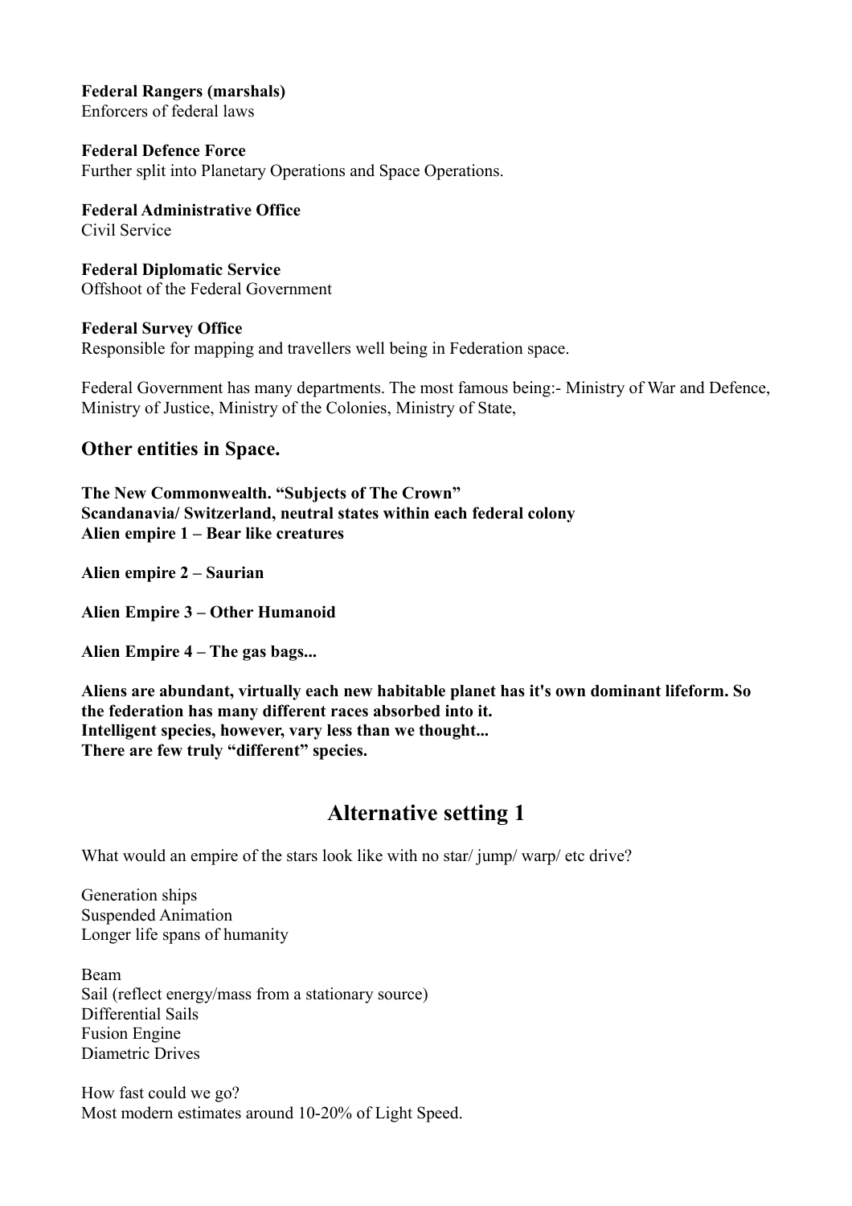**Federal Rangers (marshals)**
Enforcers of federal laws

**Federal Defence Force**
Further split into Planetary Operations and Space Operations.

**Federal Administrative Office**
Civil Service

**Federal Diplomatic Service**
Offshoot of the Federal Government

**Federal Survey Office**
Responsible for mapping and travellers well being in Federation space.

Federal Government has many departments. The most famous being:- Ministry of War and Defence, Ministry of Justice, Ministry of the Colonies, Ministry of State,

## Other entities in Space.

**The New Commonwealth. "Subjects of The Crown"**
**Scandanavia/ Switzerland, neutral states within each federal colony**
**Alien empire 1 – Bear like creatures**

**Alien empire 2 – Saurian**

**Alien Empire 3 – Other Humanoid**

**Alien Empire 4 – The gas bags...**

**Aliens are abundant, virtually each new habitable planet has it's own dominant lifeform. So the federation has many different races absorbed into it.**
**Intelligent species, however, vary less than we thought...**
**There are few truly "different" species.**

# Alternative setting 1

What would an empire of the stars look like with no star/ jump/ warp/ etc drive?

Generation ships
Suspended Animation
Longer life spans of humanity

Beam
Sail (reflect energy/mass from a stationary source)
Differential Sails
Fusion Engine
Diametric Drives

How fast could we go?
Most modern estimates around 10-20% of Light Speed.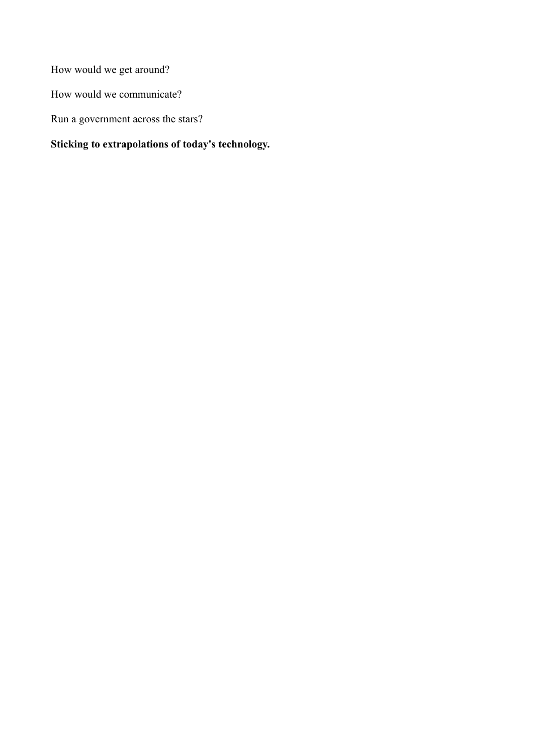How would we get around?

How would we communicate?

Run a government across the stars?

**Sticking to extrapolations of today's technology.**